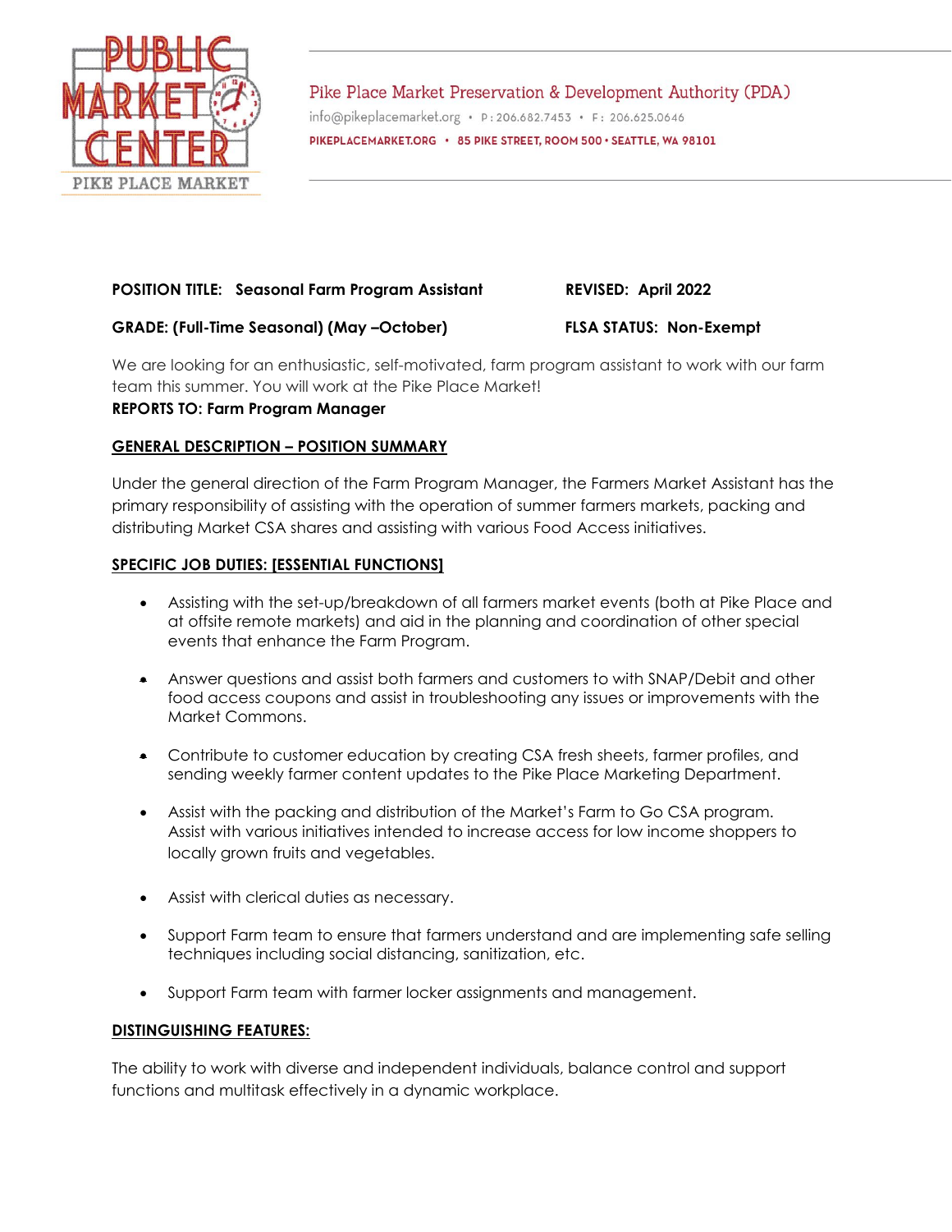PUBLIC MARKET CENTER
PIKE PLACE MARKET

Pike Place Market Preservation & Development Authority (PDA)
info@pikeplacemarket.org • P: 206.682.7453 • F: 206.625.0646
PIKEPLACEMARKET.ORG • 85 PIKE STREET, ROOM 500 • SEATTLE, WA 98101

**POSITION TITLE: Seasonal Farm Program Assistant** **REVISED: April 2022**

**GRADE: (Full-Time Seasonal) (May –October)** **FLSA STATUS: Non-Exempt**

We are looking for an enthusiastic, self-motivated, farm program assistant to work with our farm team this summer. You will work at the Pike Place Market!

**REPORTS TO: Farm Program Manager**

## GENERAL DESCRIPTION – POSITION SUMMARY

Under the general direction of the Farm Program Manager, the Farmers Market Assistant has the primary responsibility of assisting with the operation of summer farmers markets, packing and distributing Market CSA shares and assisting with various Food Access initiatives.

## SPECIFIC JOB DUTIES: [ESSENTIAL FUNCTIONS]

- Assisting with the set-up/breakdown of all farmers market events (both at Pike Place and at offsite remote markets) and aid in the planning and coordination of other special events that enhance the Farm Program.
- Answer questions and assist both farmers and customers to with SNAP/Debit and other food access coupons and assist in troubleshooting any issues or improvements with the Market Commons.
- Contribute to customer education by creating CSA fresh sheets, farmer profiles, and sending weekly farmer content updates to the Pike Place Marketing Department.
- Assist with the packing and distribution of the Market's Farm to Go CSA program. Assist with various initiatives intended to increase access for low income shoppers to locally grown fruits and vegetables.
- Assist with clerical duties as necessary.
- Support Farm team to ensure that farmers understand and are implementing safe selling techniques including social distancing, sanitization, etc.
- Support Farm team with farmer locker assignments and management.

## DISTINGUISHING FEATURES:

The ability to work with diverse and independent individuals, balance control and support functions and multitask effectively in a dynamic workplace.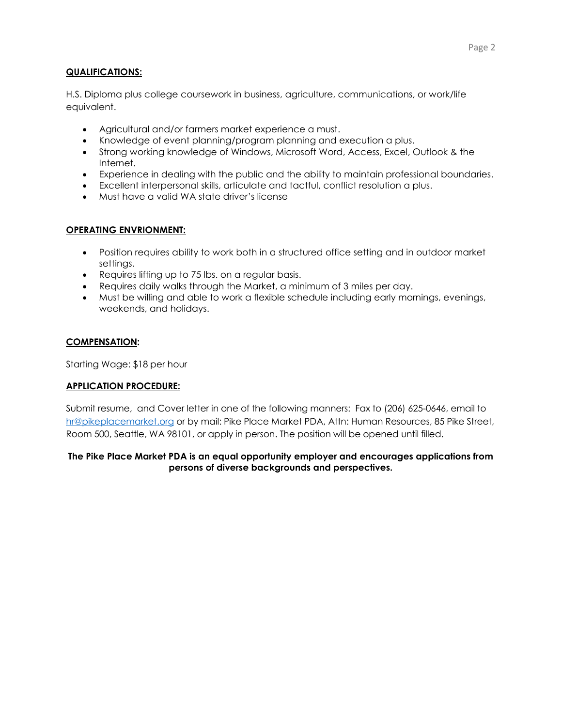## QUALIFICATIONS:

H.S. Diploma plus college coursework in business, agriculture, communications, or work/life equivalent.

- Agricultural and/or farmers market experience a must.
- Knowledge of event planning/program planning and execution a plus.
- Strong working knowledge of Windows, Microsoft Word, Access, Excel, Outlook & the Internet.
- Experience in dealing with the public and the ability to maintain professional boundaries.
- Excellent interpersonal skills, articulate and tactful, conflict resolution a plus.
- Must have a valid WA state driver's license

## OPERATING ENVRIONMENT:

- Position requires ability to work both in a structured office setting and in outdoor market settings.
- Requires lifting up to 75 lbs. on a regular basis.
- Requires daily walks through the Market, a minimum of 3 miles per day.
- Must be willing and able to work a flexible schedule including early mornings, evenings, weekends, and holidays.

## COMPENSATION:

Starting Wage: $18 per hour

## APPLICATION PROCEDURE:

Submit resume, and Cover letter in one of the following manners: Fax to (206) 625-0646, email to hr@pikeplacemarket.org or by mail: Pike Place Market PDA, Attn: Human Resources, 85 Pike Street, Room 500, Seattle, WA 98101, or apply in person. The position will be opened until filled.

**The Pike Place Market PDA is an equal opportunity employer and encourages applications from persons of diverse backgrounds and perspectives.**